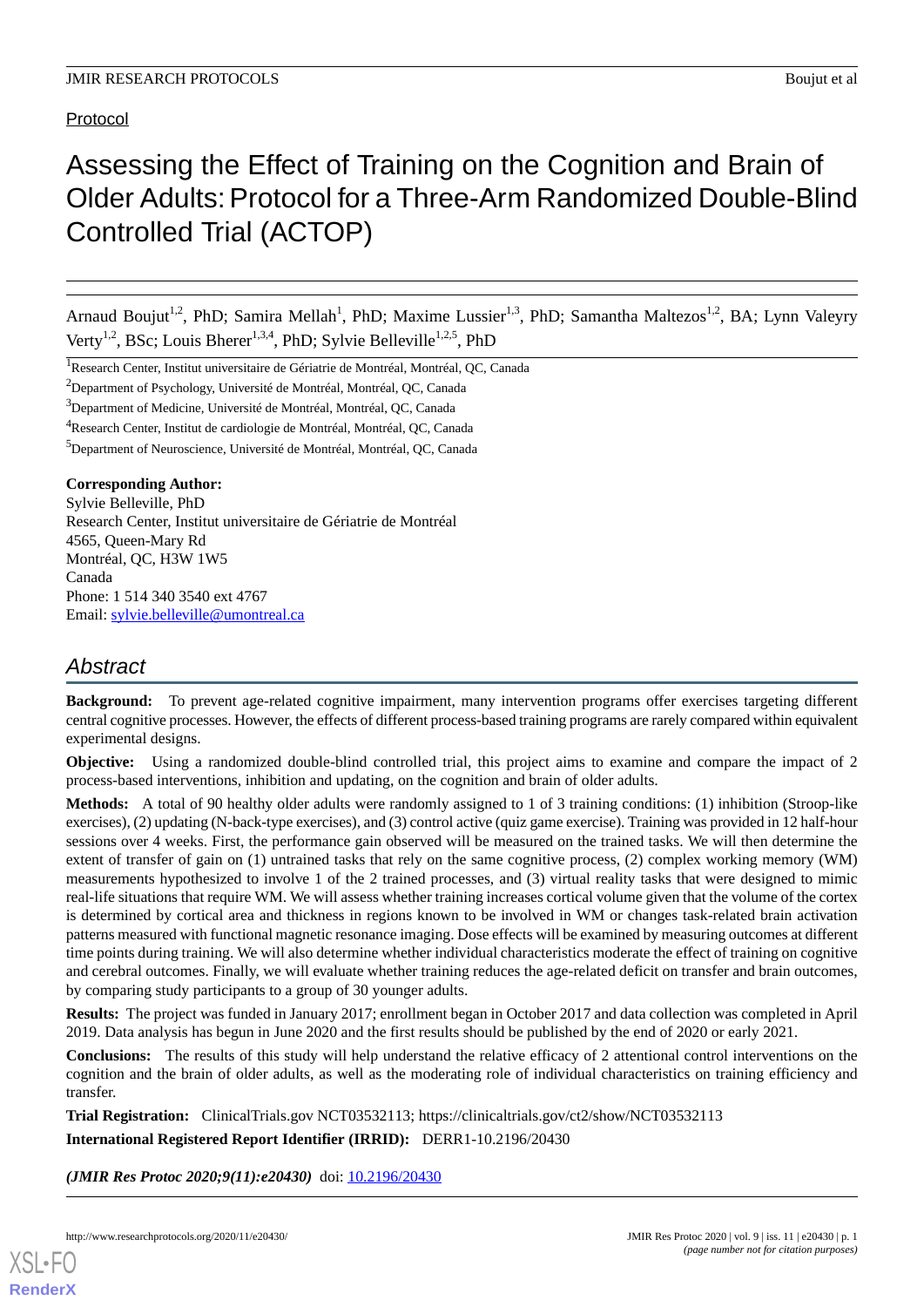Protocol

# Assessing the Effect of Training on the Cognition and Brain of Older Adults: Protocol for a Three-Arm Randomized Double-Blind Controlled Trial (ACTOP)

Arnaud Boujut[1,2], PhD; Samira Mellah[1], PhD; Maxime Lussier[1,3], PhD; Samantha Maltezos[1,2], BA; Lynn Valeyry Verty[1,2], BSc; Louis Bherer[1,3,4], PhD; Sylvie Belleville[1,2,5], PhD

[1]Research Center, Institut universitaire de Gériatrie de Montréal, Montréal, QC, Canada

[2]Department of Psychology, Université de Montréal, Montréal, QC, Canada

[3]Department of Medicine, Université de Montréal, Montréal, QC, Canada

[4]Research Center, Institut de cardiologie de Montréal, Montréal, QC, Canada

[5]Department of Neuroscience, Université de Montréal, Montréal, QC, Canada

**Corresponding Author:**
Sylvie Belleville, PhD
Research Center, Institut universitaire de Gériatrie de Montréal
4565, Queen-Mary Rd
Montréal, QC, H3W 1W5
Canada
Phone: 1 514 340 3540 ext 4767
Email: sylvie.belleville@umontreal.ca

## Abstract

**Background:** To prevent age-related cognitive impairment, many intervention programs offer exercises targeting different central cognitive processes. However, the effects of different process-based training programs are rarely compared within equivalent experimental designs.

**Objective:** Using a randomized double-blind controlled trial, this project aims to examine and compare the impact of 2 process-based interventions, inhibition and updating, on the cognition and brain of older adults.

**Methods:** A total of 90 healthy older adults were randomly assigned to 1 of 3 training conditions: (1) inhibition (Stroop-like exercises), (2) updating (N-back-type exercises), and (3) control active (quiz game exercise). Training was provided in 12 half-hour sessions over 4 weeks. First, the performance gain observed will be measured on the trained tasks. We will then determine the extent of transfer of gain on (1) untrained tasks that rely on the same cognitive process, (2) complex working memory (WM) measurements hypothesized to involve 1 of the 2 trained processes, and (3) virtual reality tasks that were designed to mimic real-life situations that require WM. We will assess whether training increases cortical volume given that the volume of the cortex is determined by cortical area and thickness in regions known to be involved in WM or changes task-related brain activation patterns measured with functional magnetic resonance imaging. Dose effects will be examined by measuring outcomes at different time points during training. We will also determine whether individual characteristics moderate the effect of training on cognitive and cerebral outcomes. Finally, we will evaluate whether training reduces the age-related deficit on transfer and brain outcomes, by comparing study participants to a group of 30 younger adults.

**Results:** The project was funded in January 2017; enrollment began in October 2017 and data collection was completed in April 2019. Data analysis has begun in June 2020 and the first results should be published by the end of 2020 or early 2021.

**Conclusions:** The results of this study will help understand the relative efficacy of 2 attentional control interventions on the cognition and the brain of older adults, as well as the moderating role of individual characteristics on training efficiency and transfer.

**Trial Registration:** ClinicalTrials.gov NCT03532113; https://clinicaltrials.gov/ct2/show/NCT03532113

**International Registered Report Identifier (IRRID):** DERR1-10.2196/20430

***(JMIR Res Protoc 2020;9(11):e20430)*** doi: 10.2196/20430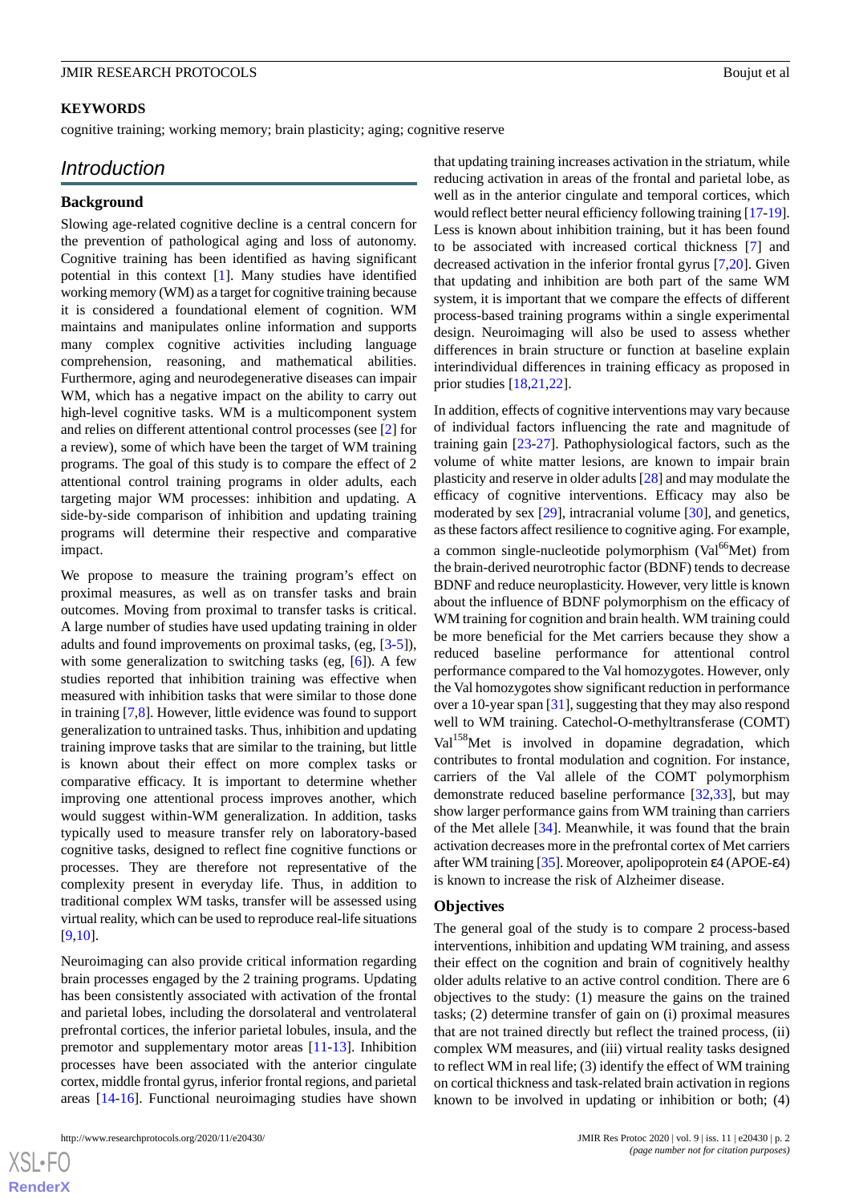**KEYWORDS**

cognitive training; working memory; brain plasticity; aging; cognitive reserve

# Introduction

## Background

Slowing age-related cognitive decline is a central concern for the prevention of pathological aging and loss of autonomy. Cognitive training has been identified as having significant potential in this context [1]. Many studies have identified working memory (WM) as a target for cognitive training because it is considered a foundational element of cognition. WM maintains and manipulates online information and supports many complex cognitive activities including language comprehension, reasoning, and mathematical abilities. Furthermore, aging and neurodegenerative diseases can impair WM, which has a negative impact on the ability to carry out high-level cognitive tasks. WM is a multicomponent system and relies on different attentional control processes (see [2] for a review), some of which have been the target of WM training programs. The goal of this study is to compare the effect of 2 attentional control training programs in older adults, each targeting major WM processes: inhibition and updating. A side-by-side comparison of inhibition and updating training programs will determine their respective and comparative impact.

We propose to measure the training program's effect on proximal measures, as well as on transfer tasks and brain outcomes. Moving from proximal to transfer tasks is critical. A large number of studies have used updating training in older adults and found improvements on proximal tasks, (eg, [3-5]), with some generalization to switching tasks (eg, [6]). A few studies reported that inhibition training was effective when measured with inhibition tasks that were similar to those done in training [7,8]. However, little evidence was found to support generalization to untrained tasks. Thus, inhibition and updating training improve tasks that are similar to the training, but little is known about their effect on more complex tasks or comparative efficacy. It is important to determine whether improving one attentional process improves another, which would suggest within-WM generalization. In addition, tasks typically used to measure transfer rely on laboratory-based cognitive tasks, designed to reflect fine cognitive functions or processes. They are therefore not representative of the complexity present in everyday life. Thus, in addition to traditional complex WM tasks, transfer will be assessed using virtual reality, which can be used to reproduce real-life situations [9,10].

Neuroimaging can also provide critical information regarding brain processes engaged by the 2 training programs. Updating has been consistently associated with activation of the frontal and parietal lobes, including the dorsolateral and ventrolateral prefrontal cortices, the inferior parietal lobules, insula, and the premotor and supplementary motor areas [11-13]. Inhibition processes have been associated with the anterior cingulate cortex, middle frontal gyrus, inferior frontal regions, and parietal areas [14-16]. Functional neuroimaging studies have shown that updating training increases activation in the striatum, while reducing activation in areas of the frontal and parietal lobe, as well as in the anterior cingulate and temporal cortices, which would reflect better neural efficiency following training [17-19]. Less is known about inhibition training, but it has been found to be associated with increased cortical thickness [7] and decreased activation in the inferior frontal gyrus [7,20]. Given that updating and inhibition are both part of the same WM system, it is important that we compare the effects of different process-based training programs within a single experimental design. Neuroimaging will also be used to assess whether differences in brain structure or function at baseline explain interindividual differences in training efficacy as proposed in prior studies [18,21,22].

In addition, effects of cognitive interventions may vary because of individual factors influencing the rate and magnitude of training gain [23-27]. Pathophysiological factors, such as the volume of white matter lesions, are known to impair brain plasticity and reserve in older adults [28] and may modulate the efficacy of cognitive interventions. Efficacy may also be moderated by sex [29], intracranial volume [30], and genetics, as these factors affect resilience to cognitive aging. For example, a common single-nucleotide polymorphism (Val$^{66}$Met) from the brain-derived neurotrophic factor (BDNF) tends to decrease BDNF and reduce neuroplasticity. However, very little is known about the influence of BDNF polymorphism on the efficacy of WM training for cognition and brain health. WM training could be more beneficial for the Met carriers because they show a reduced baseline performance for attentional control performance compared to the Val homozygotes. However, only the Val homozygotes show significant reduction in performance over a 10-year span [31], suggesting that they may also respond well to WM training. Catechol-O-methyltransferase (COMT) Val$^{158}$Met is involved in dopamine degradation, which contributes to frontal modulation and cognition. For instance, carriers of the Val allele of the COMT polymorphism demonstrate reduced baseline performance [32,33], but may show larger performance gains from WM training than carriers of the Met allele [34]. Meanwhile, it was found that the brain activation decreases more in the prefrontal cortex of Met carriers after WM training [35]. Moreover, apolipoprotein ε4 (APOE-ε4) is known to increase the risk of Alzheimer disease.

## Objectives

The general goal of the study is to compare 2 process-based interventions, inhibition and updating WM training, and assess their effect on the cognition and brain of cognitively healthy older adults relative to an active control condition. There are 6 objectives to the study: (1) measure the gains on the trained tasks; (2) determine transfer of gain on (i) proximal measures that are not trained directly but reflect the trained process, (ii) complex WM measures, and (iii) virtual reality tasks designed to reflect WM in real life; (3) identify the effect of WM training on cortical thickness and task-related brain activation in regions known to be involved in updating or inhibition or both; (4)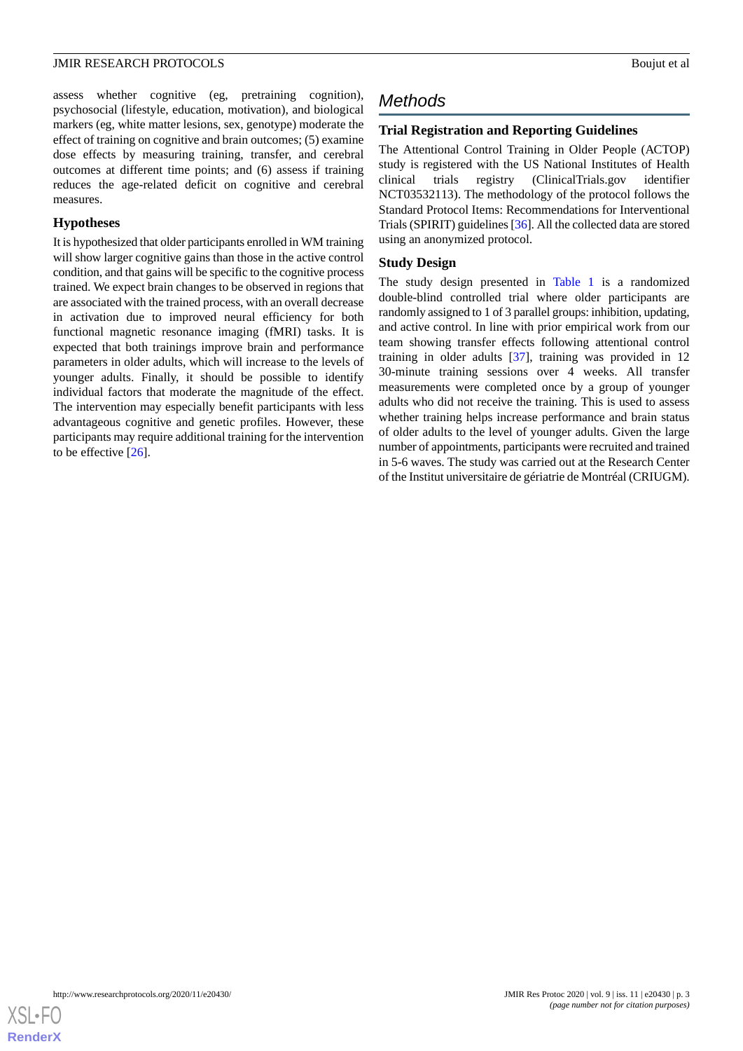assess whether cognitive (eg, pretraining cognition), psychosocial (lifestyle, education, motivation), and biological markers (eg, white matter lesions, sex, genotype) moderate the effect of training on cognitive and brain outcomes; (5) examine dose effects by measuring training, transfer, and cerebral outcomes at different time points; and (6) assess if training reduces the age-related deficit on cognitive and cerebral measures.

### Hypotheses

It is hypothesized that older participants enrolled in WM training will show larger cognitive gains than those in the active control condition, and that gains will be specific to the cognitive process trained. We expect brain changes to be observed in regions that are associated with the trained process, with an overall decrease in activation due to improved neural efficiency for both functional magnetic resonance imaging (fMRI) tasks. It is expected that both trainings improve brain and performance parameters in older adults, which will increase to the levels of younger adults. Finally, it should be possible to identify individual factors that moderate the magnitude of the effect. The intervention may especially benefit participants with less advantageous cognitive and genetic profiles. However, these participants may require additional training for the intervention to be effective [26].

## Methods

### Trial Registration and Reporting Guidelines

The Attentional Control Training in Older People (ACTOP) study is registered with the US National Institutes of Health clinical trials registry (ClinicalTrials.gov identifier NCT03532113). The methodology of the protocol follows the Standard Protocol Items: Recommendations for Interventional Trials (SPIRIT) guidelines [36]. All the collected data are stored using an anonymized protocol.

### Study Design

The study design presented in Table 1 is a randomized double-blind controlled trial where older participants are randomly assigned to 1 of 3 parallel groups: inhibition, updating, and active control. In line with prior empirical work from our team showing transfer effects following attentional control training in older adults [37], training was provided in 12 30-minute training sessions over 4 weeks. All transfer measurements were completed once by a group of younger adults who did not receive the training. This is used to assess whether training helps increase performance and brain status of older adults to the level of younger adults. Given the large number of appointments, participants were recruited and trained in 5-6 waves. The study was carried out at the Research Center of the Institut universitaire de gériatrie de Montréal (CRIUGM).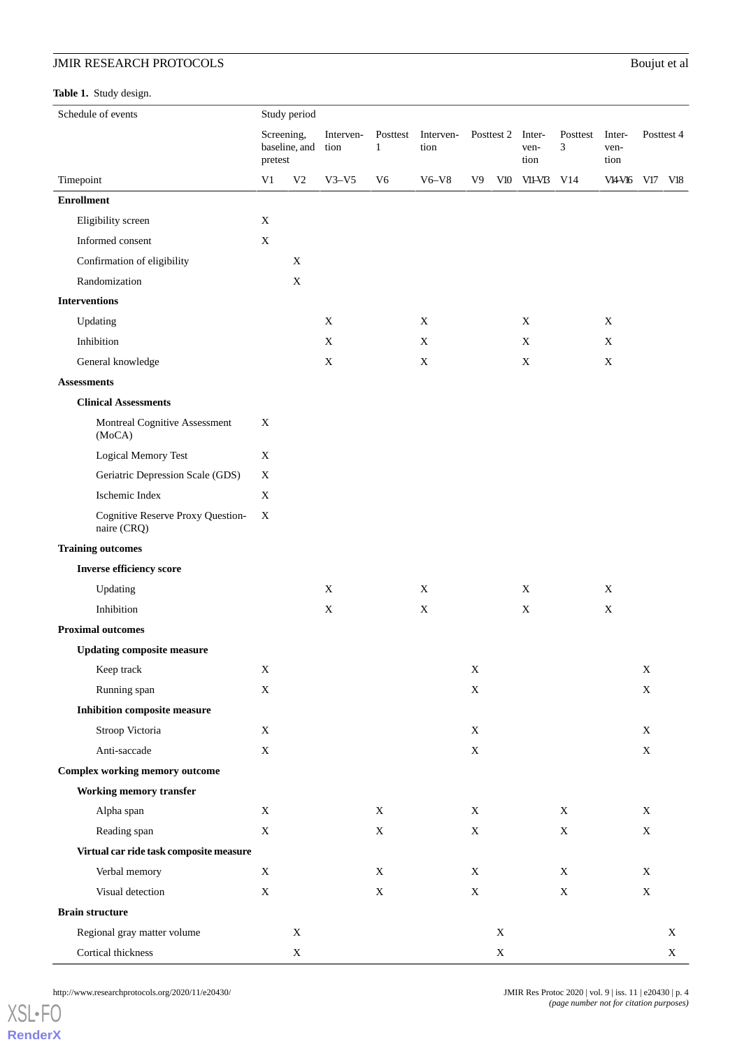**Table 1.** Study design.

| Schedule of events | Study period | | | | | | | | | | | |
|---|---|---|---|---|---|---|---|---|---|---|---|---|
| | Screening, baseline, and pretest | | Intervention | Posttest 1 | Intervention | Posttest 2 | | Intervention | Posttest 3 | Intervention | Posttest 4 | |
| Timepoint | V1 | V2 | V3–V5 | V6 | V6–V8 | V9 | V10 | V11–V13 | V14 | V14–V16 | V17 | V18 |
| **Enrollment** | | | | | | | | | | | | |
| Eligibility screen | X | | | | | | | | | | | |
| Informed consent | X | | | | | | | | | | | |
| Confirmation of eligibility | | X | | | | | | | | | | |
| Randomization | | X | | | | | | | | | | |
| **Interventions** | | | | | | | | | | | | |
| Updating | | | X | | X | | | X | | X | | |
| Inhibition | | | X | | X | | | X | | X | | |
| General knowledge | | | X | | X | | | X | | X | | |
| **Assessments** | | | | | | | | | | | | |
| **Clinical Assessments** | | | | | | | | | | | | |
| Montreal Cognitive Assessment (MoCA) | X | | | | | | | | | | | |
| Logical Memory Test | X | | | | | | | | | | | |
| Geriatric Depression Scale (GDS) | X | | | | | | | | | | | |
| Ischemic Index | X | | | | | | | | | | | |
| Cognitive Reserve Proxy Questionnaire (CRQ) | X | | | | | | | | | | | |
| **Training outcomes** | | | | | | | | | | | | |
| **Inverse efficiency score** | | | | | | | | | | | | |
| Updating | | | X | | X | | | X | | X | | |
| Inhibition | | | X | | X | | | X | | X | | |
| **Proximal outcomes** | | | | | | | | | | | | |
| **Updating composite measure** | | | | | | | | | | | | |
| Keep track | X | | | | | X | | | | | X | |
| Running span | X | | | | | X | | | | | X | |
| **Inhibition composite measure** | | | | | | | | | | | | |
| Stroop Victoria | X | | | | | X | | | | | X | |
| Anti-saccade | X | | | | | X | | | | | X | |
| **Complex working memory outcome** | | | | | | | | | | | | |
| **Working memory transfer** | | | | | | | | | | | | |
| Alpha span | X | | | X | | X | | | X | | X | |
| Reading span | X | | | X | | X | | | X | | X | |
| **Virtual car ride task composite measure** | | | | | | | | | | | | |
| Verbal memory | X | | | X | | X | | | X | | X | |
| Visual detection | X | | | X | | X | | | X | | X | |
| **Brain structure** | | | | | | | | | | | | |
| Regional gray matter volume | | X | | | | | X | | | | | X |
| Cortical thickness | | X | | | | | X | | | | | X |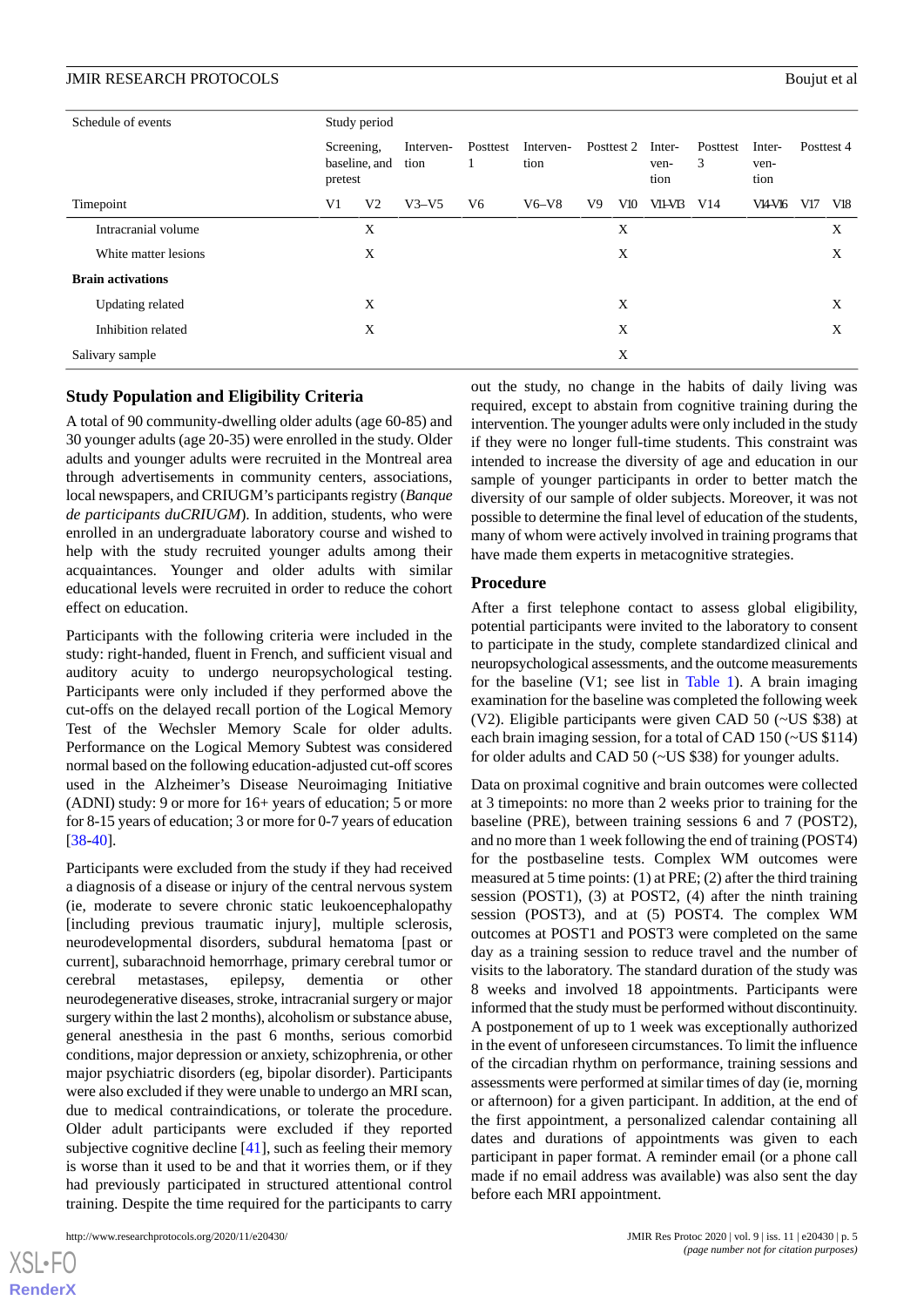| Schedule of events | Study period | | | | | | | | | | | |
|---|---|---|---|---|---|---|---|---|---|---|---|---|
| | Screening, baseline, and pretest | | Intervention | Posttest 1 | Intervention | Posttest 2 | | Intervention | Posttest 3 | Intervention | Posttest 4 | |
| Timepoint | V1 | V2 | V3–V5 | V6 | V6–V8 | V9 | V10 | V11–V13 | V14 | V14–V16 | V17 | V18 |
| Intracranial volume | | X | | | | | X | | | | | X |
| White matter lesions | | X | | | | | X | | | | | X |
| **Brain activations** | | | | | | | | | | | | |
| Updating related | | X | | | | | X | | | | | X |
| Inhibition related | | X | | | | | X | | | | | X |
| Salivary sample | | | | | | | X | | | | | |

## Study Population and Eligibility Criteria

A total of 90 community-dwelling older adults (age 60-85) and 30 younger adults (age 20-35) were enrolled in the study. Older adults and younger adults were recruited in the Montreal area through advertisements in community centers, associations, local newspapers, and CRIUGM's participants registry (*Banque de participants duCRIUGM*). In addition, students, who were enrolled in an undergraduate laboratory course and wished to help with the study recruited younger adults among their acquaintances. Younger and older adults with similar educational levels were recruited in order to reduce the cohort effect on education.

Participants with the following criteria were included in the study: right-handed, fluent in French, and sufficient visual and auditory acuity to undergo neuropsychological testing. Participants were only included if they performed above the cut-offs on the delayed recall portion of the Logical Memory Test of the Wechsler Memory Scale for older adults. Performance on the Logical Memory Subtest was considered normal based on the following education-adjusted cut-off scores used in the Alzheimer's Disease Neuroimaging Initiative (ADNI) study: 9 or more for 16+ years of education; 5 or more for 8-15 years of education; 3 or more for 0-7 years of education [38-40].

Participants were excluded from the study if they had received a diagnosis of a disease or injury of the central nervous system (ie, moderate to severe chronic static leukoencephalopathy [including previous traumatic injury], multiple sclerosis, neurodevelopmental disorders, subdural hematoma [past or current], subarachnoid hemorrhage, primary cerebral tumor or cerebral metastases, epilepsy, dementia or other neurodegenerative diseases, stroke, intracranial surgery or major surgery within the last 2 months), alcoholism or substance abuse, general anesthesia in the past 6 months, serious comorbid conditions, major depression or anxiety, schizophrenia, or other major psychiatric disorders (eg, bipolar disorder). Participants were also excluded if they were unable to undergo an MRI scan, due to medical contraindications, or tolerate the procedure. Older adult participants were excluded if they reported subjective cognitive decline [41], such as feeling their memory is worse than it used to be and that it worries them, or if they had previously participated in structured attentional control training. Despite the time required for the participants to carry out the study, no change in the habits of daily living was required, except to abstain from cognitive training during the intervention. The younger adults were only included in the study if they were no longer full-time students. This constraint was intended to increase the diversity of age and education in our sample of younger participants in order to better match the diversity of our sample of older subjects. Moreover, it was not possible to determine the final level of education of the students, many of whom were actively involved in training programs that have made them experts in metacognitive strategies.

## Procedure

After a first telephone contact to assess global eligibility, potential participants were invited to the laboratory to consent to participate in the study, complete standardized clinical and neuropsychological assessments, and the outcome measurements for the baseline (V1; see list in Table 1). A brain imaging examination for the baseline was completed the following week (V2). Eligible participants were given CAD 50 (~US $38) at each brain imaging session, for a total of CAD 150 (~US $114) for older adults and CAD 50 (~US $38) for younger adults.

Data on proximal cognitive and brain outcomes were collected at 3 timepoints: no more than 2 weeks prior to training for the baseline (PRE), between training sessions 6 and 7 (POST2), and no more than 1 week following the end of training (POST4) for the postbaseline tests. Complex WM outcomes were measured at 5 time points: (1) at PRE; (2) after the third training session (POST1), (3) at POST2, (4) after the ninth training session (POST3), and at (5) POST4. The complex WM outcomes at POST1 and POST3 were completed on the same day as a training session to reduce travel and the number of visits to the laboratory. The standard duration of the study was 8 weeks and involved 18 appointments. Participants were informed that the study must be performed without discontinuity. A postponement of up to 1 week was exceptionally authorized in the event of unforeseen circumstances. To limit the influence of the circadian rhythm on performance, training sessions and assessments were performed at similar times of day (ie, morning or afternoon) for a given participant. In addition, at the end of the first appointment, a personalized calendar containing all dates and durations of appointments was given to each participant in paper format. A reminder email (or a phone call made if no email address was available) was also sent the day before each MRI appointment.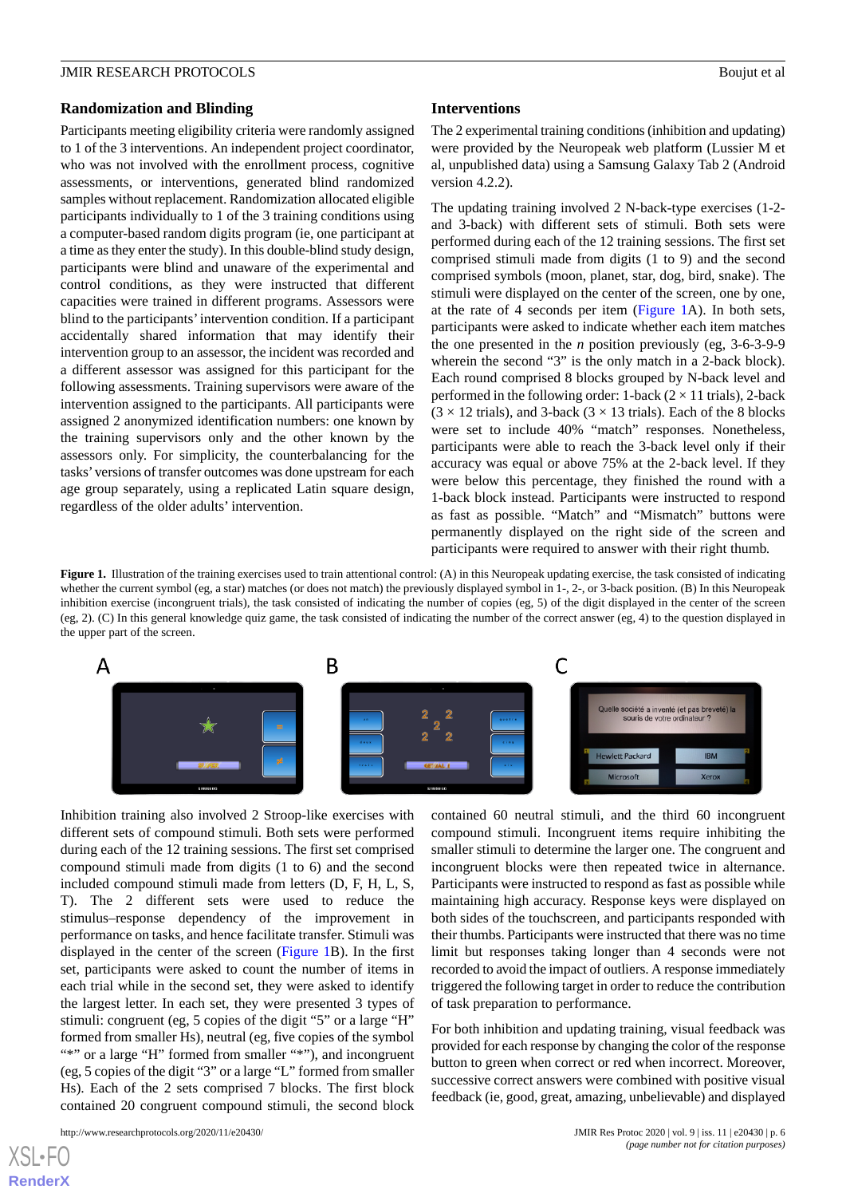### Randomization and Blinding

Participants meeting eligibility criteria were randomly assigned to 1 of the 3 interventions. An independent project coordinator, who was not involved with the enrollment process, cognitive assessments, or interventions, generated blind randomized samples without replacement. Randomization allocated eligible participants individually to 1 of the 3 training conditions using a computer-based random digits program (ie, one participant at a time as they enter the study). In this double-blind study design, participants were blind and unaware of the experimental and control conditions, as they were instructed that different capacities were trained in different programs. Assessors were blind to the participants' intervention condition. If a participant accidentally shared information that may identify their intervention group to an assessor, the incident was recorded and a different assessor was assigned for this participant for the following assessments. Training supervisors were aware of the intervention assigned to the participants. All participants were assigned 2 anonymized identification numbers: one known by the training supervisors only and the other known by the assessors only. For simplicity, the counterbalancing for the tasks' versions of transfer outcomes was done upstream for each age group separately, using a replicated Latin square design, regardless of the older adults' intervention.

### Interventions

The 2 experimental training conditions (inhibition and updating) were provided by the Neuropeak web platform (Lussier M et al, unpublished data) using a Samsung Galaxy Tab 2 (Android version 4.2.2).

The updating training involved 2 N-back-type exercises (1-2- and 3-back) with different sets of stimuli. Both sets were performed during each of the 12 training sessions. The first set comprised stimuli made from digits (1 to 9) and the second comprised symbols (moon, planet, star, dog, bird, snake). The stimuli were displayed on the center of the screen, one by one, at the rate of 4 seconds per item (Figure 1A). In both sets, participants were asked to indicate whether each item matches the one presented in the *n* position previously (eg, 3-6-3-9-9 wherein the second "3" is the only match in a 2-back block). Each round comprised 8 blocks grouped by N-back level and performed in the following order: 1-back (2 × 11 trials), 2-back (3 × 12 trials), and 3-back (3 × 13 trials). Each of the 8 blocks were set to include 40% "match" responses. Nonetheless, participants were able to reach the 3-back level only if their accuracy was equal or above 75% at the 2-back level. If they were below this percentage, they finished the round with a 1-back block instead. Participants were instructed to respond as fast as possible. "Match" and "Mismatch" buttons were permanently displayed on the right side of the screen and participants were required to answer with their right thumb.

**Figure 1.** Illustration of the training exercises used to train attentional control: (A) in this Neuropeak updating exercise, the task consisted of indicating whether the current symbol (eg, a star) matches (or does not match) the previously displayed symbol in 1-, 2-, or 3-back position. (B) In this Neuropeak inhibition exercise (incongruent trials), the task consisted of indicating the number of copies (eg, 5) of the digit displayed in the center of the screen (eg, 2). (C) In this general knowledge quiz game, the task consisted of indicating the number of the correct answer (eg, 4) to the question displayed in the upper part of the screen.

Inhibition training also involved 2 Stroop-like exercises with different sets of compound stimuli. Both sets were performed during each of the 12 training sessions. The first set comprised compound stimuli made from digits (1 to 6) and the second included compound stimuli made from letters (D, F, H, L, S, T). The 2 different sets were used to reduce the stimulus–response dependency of the improvement in performance on tasks, and hence facilitate transfer. Stimuli was displayed in the center of the screen (Figure 1B). In the first set, participants were asked to count the number of items in each trial while in the second set, they were asked to identify the largest letter. In each set, they were presented 3 types of stimuli: congruent (eg, 5 copies of the digit "5" or a large "H" formed from smaller Hs), neutral (eg, five copies of the symbol "*" or a large "H" formed from smaller "*"), and incongruent (eg, 5 copies of the digit "3" or a large "L" formed from smaller Hs). Each of the 2 sets comprised 7 blocks. The first block contained 20 congruent compound stimuli, the second block contained 60 neutral stimuli, and the third 60 incongruent compound stimuli. Incongruent items require inhibiting the smaller stimuli to determine the larger one. The congruent and incongruent blocks were then repeated twice in alternance. Participants were instructed to respond as fast as possible while maintaining high accuracy. Response keys were displayed on both sides of the touchscreen, and participants responded with their thumbs. Participants were instructed that there was no time limit but responses taking longer than 4 seconds were not recorded to avoid the impact of outliers. A response immediately triggered the following target in order to reduce the contribution of task preparation to performance.

For both inhibition and updating training, visual feedback was provided for each response by changing the color of the response button to green when correct or red when incorrect. Moreover, successive correct answers were combined with positive visual feedback (ie, good, great, amazing, unbelievable) and displayed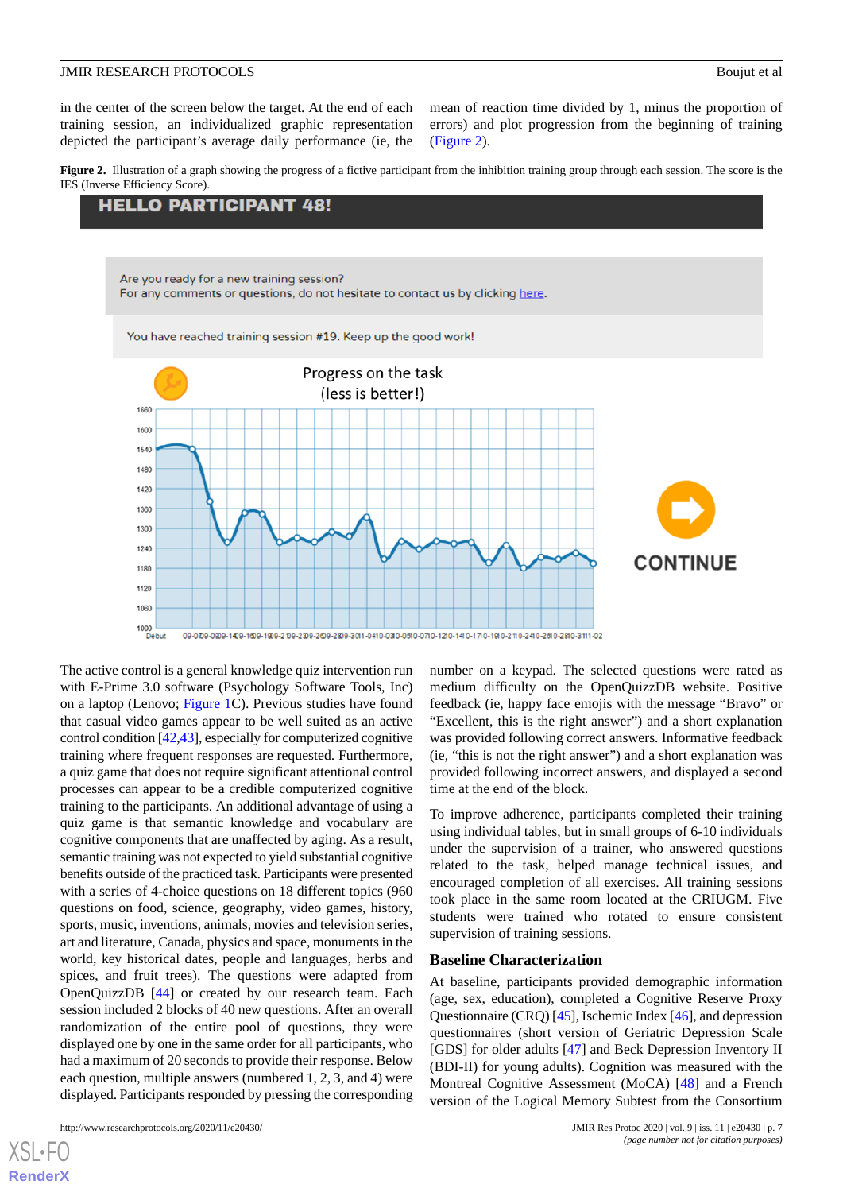in the center of the screen below the target. At the end of each training session, an individualized graphic representation depicted the participant's average daily performance (ie, the mean of reaction time divided by 1, minus the proportion of errors) and plot progression from the beginning of training (Figure 2).

**Figure 2.** Illustration of a graph showing the progress of a fictive participant from the inhibition training group through each session. The score is the IES (Inverse Efficiency Score).

The active control is a general knowledge quiz intervention run with E-Prime 3.0 software (Psychology Software Tools, Inc) on a laptop (Lenovo; Figure 1C). Previous studies have found that casual video games appear to be well suited as an active control condition [42,43], especially for computerized cognitive training where frequent responses are requested. Furthermore, a quiz game that does not require significant attentional control processes can appear to be a credible computerized cognitive training to the participants. An additional advantage of using a quiz game is that semantic knowledge and vocabulary are cognitive components that are unaffected by aging. As a result, semantic training was not expected to yield substantial cognitive benefits outside of the practiced task. Participants were presented with a series of 4-choice questions on 18 different topics (960 questions on food, science, geography, video games, history, sports, music, inventions, animals, movies and television series, art and literature, Canada, physics and space, monuments in the world, key historical dates, people and languages, herbs and spices, and fruit trees). The questions were adapted from OpenQuizzDB [44] or created by our research team. Each session included 2 blocks of 40 new questions. After an overall randomization of the entire pool of questions, they were displayed one by one in the same order for all participants, who had a maximum of 20 seconds to provide their response. Below each question, multiple answers (numbered 1, 2, 3, and 4) were displayed. Participants responded by pressing the corresponding number on a keypad. The selected questions were rated as medium difficulty on the OpenQuizzDB website. Positive feedback (ie, happy face emojis with the message "Bravo" or "Excellent, this is the right answer") and a short explanation was provided following correct answers. Informative feedback (ie, "this is not the right answer") and a short explanation was provided following incorrect answers, and displayed a second time at the end of the block.

To improve adherence, participants completed their training using individual tables, but in small groups of 6-10 individuals under the supervision of a trainer, who answered questions related to the task, helped manage technical issues, and encouraged completion of all exercises. All training sessions took place in the same room located at the CRIUGM. Five students were trained who rotated to ensure consistent supervision of training sessions.

### Baseline Characterization

At baseline, participants provided demographic information (age, sex, education), completed a Cognitive Reserve Proxy Questionnaire (CRQ) [45], Ischemic Index [46], and depression questionnaires (short version of Geriatric Depression Scale [GDS] for older adults [47] and Beck Depression Inventory II (BDI-II) for young adults). Cognition was measured with the Montreal Cognitive Assessment (MoCA) [48] and a French version of the Logical Memory Subtest from the Consortium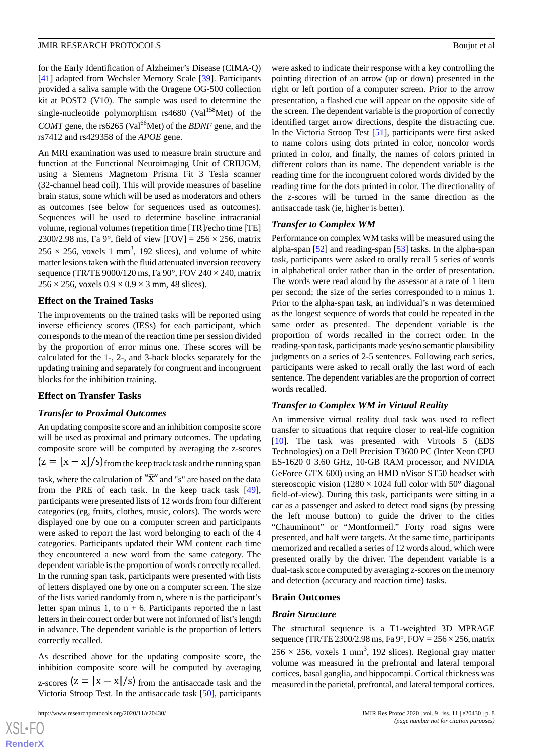for the Early Identification of Alzheimer's Disease (CIMA-Q) [41] adapted from Wechsler Memory Scale [39]. Participants provided a saliva sample with the Oragene OG-500 collection kit at POST2 (V10). The sample was used to determine the single-nucleotide polymorphism rs4680 (Val[158]Met) of the *COMT* gene, the rs6265 (Val[66]Met) of the *BDNF* gene, and the rs7412 and rs429358 of the *APOE* gene.

An MRI examination was used to measure brain structure and function at the Functional Neuroimaging Unit of CRIUGM, using a Siemens Magnetom Prisma Fit 3 Tesla scanner (32-channel head coil). This will provide measures of baseline brain status, some which will be used as moderators and others as outcomes (see below for sequences used as outcomes). Sequences will be used to determine baseline intracranial volume, regional volumes (repetition time [TR]/echo time [TE] 2300/2.98 ms, Fa 9°, field of view [FOV] = 256 × 256, matrix 256 × 256, voxels 1 $mm^3$, 192 slices), and volume of white matter lesions taken with the fluid attenuated inversion recovery sequence (TR/TE 9000/120 ms, Fa 90°, FOV 240 × 240, matrix 256 × 256, voxels 0.9 × 0.9 × 3 mm, 48 slices).

## Effect on the Trained Tasks

The improvements on the trained tasks will be reported using inverse efficiency scores (IESs) for each participant, which corresponds to the mean of the reaction time per session divided by the proportion of error minus one. These scores will be calculated for the 1-, 2-, and 3-back blocks separately for the updating training and separately for congruent and incongruent blocks for the inhibition training.

## Effect on Transfer Tasks

### *Transfer to Proximal Outcomes*

An updating composite score and an inhibition composite score will be used as proximal and primary outcomes. The updating composite score will be computed by averaging the z-scores $(z = [x - \bar{x}]/s)$ from the keep track task and the running span task, where the calculation of "$\bar{x}$" and "s" are based on the data from the PRE of each task. In the keep track task [49], participants were presented lists of 12 words from four different categories (eg, fruits, clothes, music, colors). The words were displayed one by one on a computer screen and participants were asked to report the last word belonging to each of the 4 categories. Participants updated their WM content each time they encountered a new word from the same category. The dependent variable is the proportion of words correctly recalled. In the running span task, participants were presented with lists of letters displayed one by one on a computer screen. The size of the lists varied randomly from n, where n is the participant's letter span minus 1, to n + 6. Participants reported the n last letters in their correct order but were not informed of list's length in advance. The dependent variable is the proportion of letters correctly recalled.

As described above for the updating composite score, the inhibition composite score will be computed by averaging z-scores $(z = [x - \bar{x}]/s)$ from the antisaccade task and the Victoria Stroop Test. In the antisaccade task [50], participants were asked to indicate their response with a key controlling the pointing direction of an arrow (up or down) presented in the right or left portion of a computer screen. Prior to the arrow presentation, a flashed cue will appear on the opposite side of the screen. The dependent variable is the proportion of correctly identified target arrow directions, despite the distracting cue. In the Victoria Stroop Test [51], participants were first asked to name colors using dots printed in color, noncolor words printed in color, and finally, the names of colors printed in different colors than its name. The dependent variable is the reading time for the incongruent colored words divided by the reading time for the dots printed in color. The directionality of the z-scores will be turned in the same direction as the antisaccade task (ie, higher is better).

### *Transfer to Complex WM*

Performance on complex WM tasks will be measured using the alpha-span [52] and reading-span [53] tasks. In the alpha-span task, participants were asked to orally recall 5 series of words in alphabetical order rather than in the order of presentation. The words were read aloud by the assessor at a rate of 1 item per second; the size of the series corresponded to n minus 1. Prior to the alpha-span task, an individual's n was determined as the longest sequence of words that could be repeated in the same order as presented. The dependent variable is the proportion of words recalled in the correct order. In the reading-span task, participants made yes/no semantic plausibility judgments on a series of 2-5 sentences. Following each series, participants were asked to recall orally the last word of each sentence. The dependent variables are the proportion of correct words recalled.

### *Transfer to Complex WM in Virtual Reality*

An immersive virtual reality dual task was used to reflect transfer to situations that require closer to real-life cognition [10]. The task was presented with Virtools 5 (EDS Technologies) on a Dell Precision T3600 PC (Inter Xeon CPU ES-1620 0 3.60 GHz, 10-GB RAM processor, and NVIDIA GeForce GTX 600) using an HMD nVisor ST50 headset with stereoscopic vision (1280 × 1024 full color with 50° diagonal field-of-view). During this task, participants were sitting in a car as a passenger and asked to detect road signs (by pressing the left mouse button) to guide the driver to the cities "Chauminont" or "Montformeil." Forty road signs were presented, and half were targets. At the same time, participants memorized and recalled a series of 12 words aloud, which were presented orally by the driver. The dependent variable is a dual-task score computed by averaging z-scores on the memory and detection (accuracy and reaction time) tasks.

## Brain Outcomes

### *Brain Structure*

The structural sequence is a T1-weighted 3D MPRAGE sequence (TR/TE 2300/2.98 ms, Fa 9°, FOV = 256 × 256, matrix 256 × 256, voxels 1 $mm^3$, 192 slices). Regional gray matter volume was measured in the prefrontal and lateral temporal cortices, basal ganglia, and hippocampi. Cortical thickness was measured in the parietal, prefrontal, and lateral temporal cortices.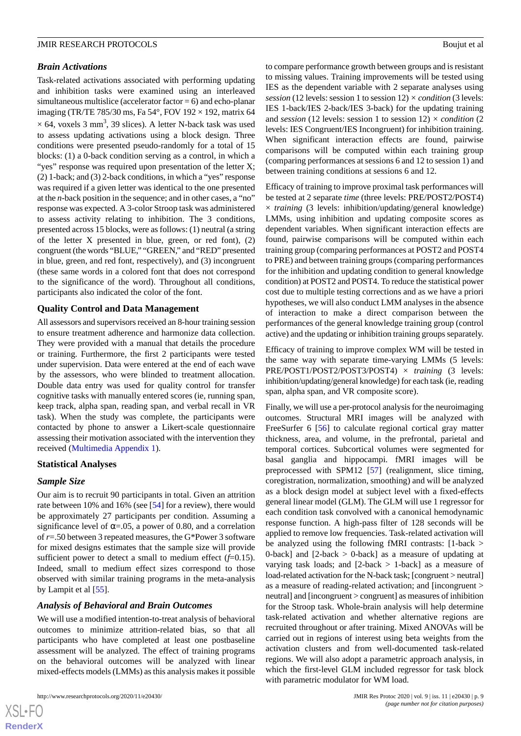### *Brain Activations*

Task-related activations associated with performing updating and inhibition tasks were examined using an interleaved simultaneous multislice (accelerator factor = 6) and echo-planar imaging (TR/TE 785/30 ms, Fa 54°, FOV 192 × 192, matrix 64 × 64, voxels 3 mm$^3$, 39 slices). A letter N-back task was used to assess updating activations using a block design. Three conditions were presented pseudo-randomly for a total of 15 blocks: (1) a 0-back condition serving as a control, in which a "yes" response was required upon presentation of the letter X; (2) 1-back; and (3) 2-back conditions, in which a "yes" response was required if a given letter was identical to the one presented at the *n*-back position in the sequence; and in other cases, a "no" response was expected. A 3-color Stroop task was administered to assess activity relating to inhibition. The 3 conditions, presented across 15 blocks, were as follows: (1) neutral (a string of the letter X presented in blue, green, or red font), (2) congruent (the words "BLUE," "GREEN," and "RED" presented in blue, green, and red font, respectively), and (3) incongruent (these same words in a colored font that does not correspond to the significance of the word). Throughout all conditions, participants also indicated the color of the font.

### Quality Control and Data Management

All assessors and supervisors received an 8-hour training session to ensure treatment adherence and harmonize data collection. They were provided with a manual that details the procedure or training. Furthermore, the first 2 participants were tested under supervision. Data were entered at the end of each wave by the assessors, who were blinded to treatment allocation. Double data entry was used for quality control for transfer cognitive tasks with manually entered scores (ie, running span, keep track, alpha span, reading span, and verbal recall in VR task). When the study was complete, the participants were contacted by phone to answer a Likert-scale questionnaire assessing their motivation associated with the intervention they received (Multimedia Appendix 1).

### Statistical Analyses

### *Sample Size*

Our aim is to recruit 90 participants in total. Given an attrition rate between 10% and 16% (see [54] for a review), there would be approximately 27 participants per condition. Assuming a significance level of $\alpha$=.05, a power of 0.80, and a correlation of *r*=.50 between 3 repeated measures, the G*Power 3 software for mixed designs estimates that the sample size will provide sufficient power to detect a small to medium effect (*f*=0.15). Indeed, small to medium effect sizes correspond to those observed with similar training programs in the meta-analysis by Lampit et al [55].

### *Analysis of Behavioral and Brain Outcomes*

We will use a modified intention-to-treat analysis of behavioral outcomes to minimize attrition-related bias, so that all participants who have completed at least one postbaseline assessment will be analyzed. The effect of training programs on the behavioral outcomes will be analyzed with linear mixed-effects models (LMMs) as this analysis makes it possible to compare performance growth between groups and is resistant to missing values. Training improvements will be tested using IES as the dependent variable with 2 separate analyses using *session* (12 levels: session 1 to session 12) × *condition* (3 levels: IES 1-back/IES 2-back/IES 3-back) for the updating training and *session* (12 levels: session 1 to session 12) × *condition* (2 levels: IES Congruent/IES Incongruent) for inhibition training. When significant interaction effects are found, pairwise comparisons will be computed within each training group (comparing performances at sessions 6 and 12 to session 1) and between training conditions at sessions 6 and 12.

Efficacy of training to improve proximal task performances will be tested at 2 separate *time* (three levels: PRE/POST2/POST4) × *training* (3 levels: inhibition/updating/general knowledge) LMMs, using inhibition and updating composite scores as dependent variables. When significant interaction effects are found, pairwise comparisons will be computed within each training group (comparing performances at POST2 and POST4 to PRE) and between training groups (comparing performances for the inhibition and updating condition to general knowledge condition) at POST2 and POST4. To reduce the statistical power cost due to multiple testing corrections and as we have a priori hypotheses, we will also conduct LMM analyses in the absence of interaction to make a direct comparison between the performances of the general knowledge training group (control active) and the updating or inhibition training groups separately.

Efficacy of training to improve complex WM will be tested in the same way with separate time-varying LMMs (5 levels: PRE/POST1/POST2/POST3/POST4) × *training* (3 levels: inhibition/updating/general knowledge) for each task (ie, reading span, alpha span, and VR composite score).

Finally, we will use a per-protocol analysis for the neuroimaging outcomes. Structural MRI images will be analyzed with FreeSurfer 6 [56] to calculate regional cortical gray matter thickness, area, and volume, in the prefrontal, parietal and temporal cortices. Subcortical volumes were segmented for basal ganglia and hippocampi. fMRI images will be preprocessed with SPM12 [57] (realignment, slice timing, coregistration, normalization, smoothing) and will be analyzed as a block design model at subject level with a fixed-effects general linear model (GLM). The GLM will use 1 regressor for each condition task convolved with a canonical hemodynamic response function. A high-pass filter of 128 seconds will be applied to remove low frequencies. Task-related activation will be analyzed using the following fMRI contrasts: [1-back > 0-back] and [2-back > 0-back] as a measure of updating at varying task loads; and [2-back > 1-back] as a measure of load-related activation for the N-back task; [congruent > neutral] as a measure of reading-related activation; and [incongruent > neutral] and [incongruent > congruent] as measures of inhibition for the Stroop task. Whole-brain analysis will help determine task-related activation and whether alternative regions are recruited throughout or after training. Mixed ANOVAs will be carried out in regions of interest using beta weights from the activation clusters and from well-documented task-related regions. We will also adopt a parametric approach analysis, in which the first-level GLM included regressor for task block with parametric modulator for WM load.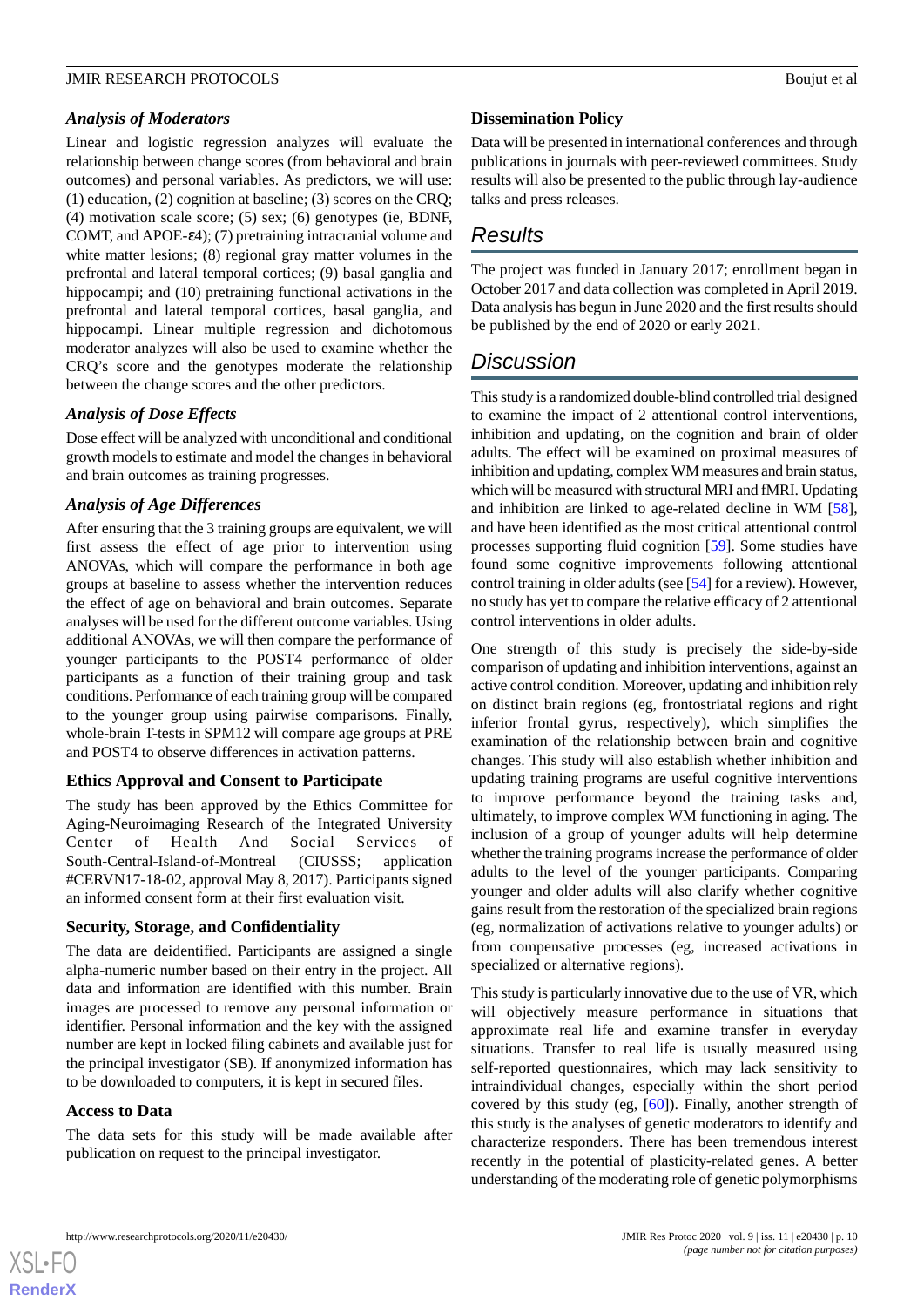### *Analysis of Moderators*

Linear and logistic regression analyzes will evaluate the relationship between change scores (from behavioral and brain outcomes) and personal variables. As predictors, we will use: (1) education, (2) cognition at baseline; (3) scores on the CRQ; (4) motivation scale score; (5) sex; (6) genotypes (ie, BDNF, COMT, and APOE-ε4); (7) pretraining intracranial volume and white matter lesions; (8) regional gray matter volumes in the prefrontal and lateral temporal cortices; (9) basal ganglia and hippocampi; and (10) pretraining functional activations in the prefrontal and lateral temporal cortices, basal ganglia, and hippocampi. Linear multiple regression and dichotomous moderator analyzes will also be used to examine whether the CRQ's score and the genotypes moderate the relationship between the change scores and the other predictors.

### *Analysis of Dose Effects*

Dose effect will be analyzed with unconditional and conditional growth models to estimate and model the changes in behavioral and brain outcomes as training progresses.

### *Analysis of Age Differences*

After ensuring that the 3 training groups are equivalent, we will first assess the effect of age prior to intervention using ANOVAs, which will compare the performance in both age groups at baseline to assess whether the intervention reduces the effect of age on behavioral and brain outcomes. Separate analyses will be used for the different outcome variables. Using additional ANOVAs, we will then compare the performance of younger participants to the POST4 performance of older participants as a function of their training group and task conditions. Performance of each training group will be compared to the younger group using pairwise comparisons. Finally, whole-brain T-tests in SPM12 will compare age groups at PRE and POST4 to observe differences in activation patterns.

### Ethics Approval and Consent to Participate

The study has been approved by the Ethics Committee for Aging-Neuroimaging Research of the Integrated University Center of Health And Social Services of South-Central-Island-of-Montreal (CIUSSS; application #CERVN17-18-02, approval May 8, 2017). Participants signed an informed consent form at their first evaluation visit.

### Security, Storage, and Confidentiality

The data are deidentified. Participants are assigned a single alpha-numeric number based on their entry in the project. All data and information are identified with this number. Brain images are processed to remove any personal information or identifier. Personal information and the key with the assigned number are kept in locked filing cabinets and available just for the principal investigator (SB). If anonymized information has to be downloaded to computers, it is kept in secured files.

### Access to Data

The data sets for this study will be made available after publication on request to the principal investigator.

### Dissemination Policy

Data will be presented in international conferences and through publications in journals with peer-reviewed committees. Study results will also be presented to the public through lay-audience talks and press releases.

## Results

The project was funded in January 2017; enrollment began in October 2017 and data collection was completed in April 2019. Data analysis has begun in June 2020 and the first results should be published by the end of 2020 or early 2021.

## Discussion

This study is a randomized double-blind controlled trial designed to examine the impact of 2 attentional control interventions, inhibition and updating, on the cognition and brain of older adults. The effect will be examined on proximal measures of inhibition and updating, complex WM measures and brain status, which will be measured with structural MRI and fMRI. Updating and inhibition are linked to age-related decline in WM [58], and have been identified as the most critical attentional control processes supporting fluid cognition [59]. Some studies have found some cognitive improvements following attentional control training in older adults (see [54] for a review). However, no study has yet to compare the relative efficacy of 2 attentional control interventions in older adults.

One strength of this study is precisely the side-by-side comparison of updating and inhibition interventions, against an active control condition. Moreover, updating and inhibition rely on distinct brain regions (eg, frontostriatal regions and right inferior frontal gyrus, respectively), which simplifies the examination of the relationship between brain and cognitive changes. This study will also establish whether inhibition and updating training programs are useful cognitive interventions to improve performance beyond the training tasks and, ultimately, to improve complex WM functioning in aging. The inclusion of a group of younger adults will help determine whether the training programs increase the performance of older adults to the level of the younger participants. Comparing younger and older adults will also clarify whether cognitive gains result from the restoration of the specialized brain regions (eg, normalization of activations relative to younger adults) or from compensative processes (eg, increased activations in specialized or alternative regions).

This study is particularly innovative due to the use of VR, which will objectively measure performance in situations that approximate real life and examine transfer in everyday situations. Transfer to real life is usually measured using self-reported questionnaires, which may lack sensitivity to intraindividual changes, especially within the short period covered by this study (eg, [60]). Finally, another strength of this study is the analyses of genetic moderators to identify and characterize responders. There has been tremendous interest recently in the potential of plasticity-related genes. A better understanding of the moderating role of genetic polymorphisms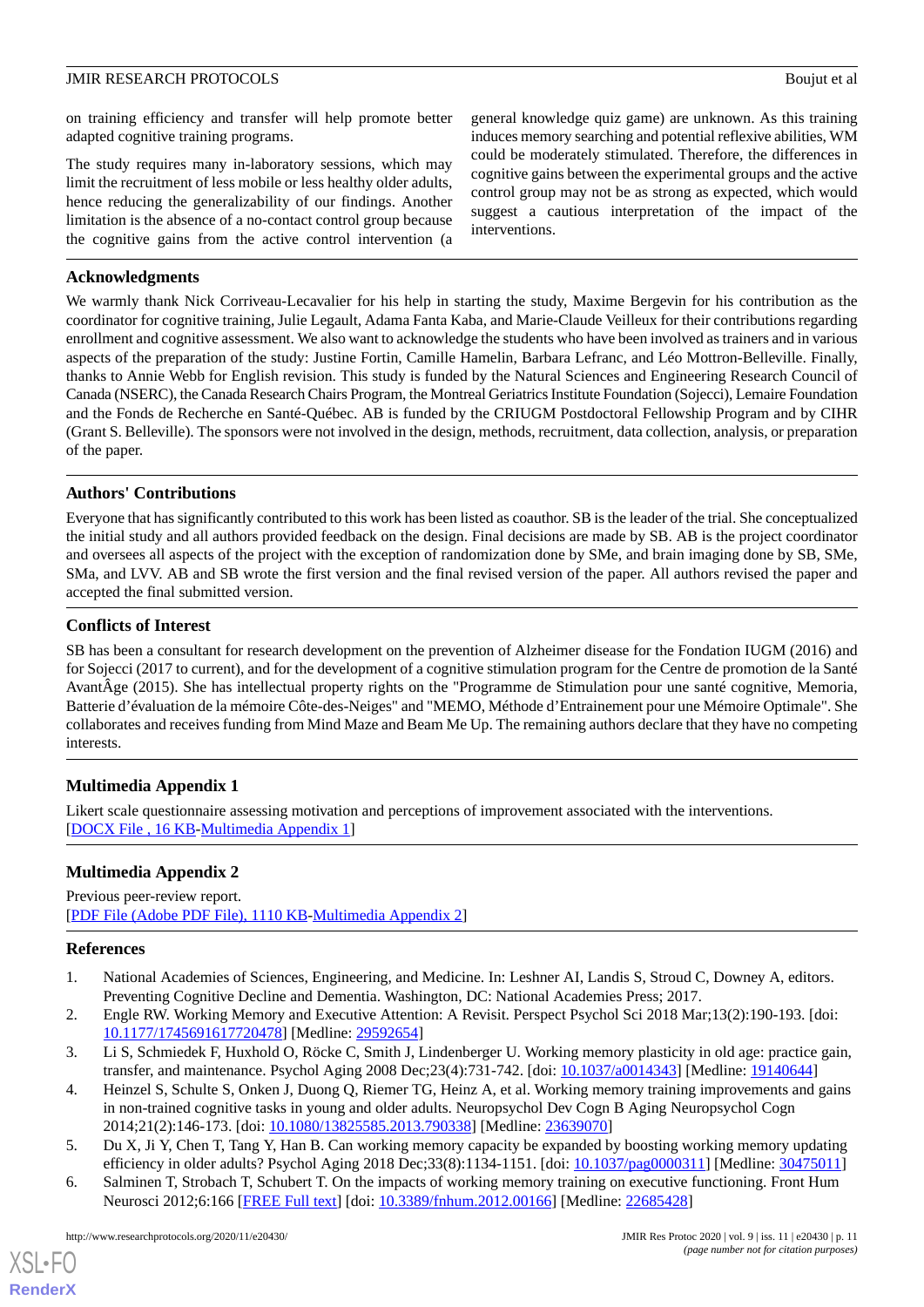on training efficiency and transfer will help promote better adapted cognitive training programs.

The study requires many in-laboratory sessions, which may limit the recruitment of less mobile or less healthy older adults, hence reducing the generalizability of our findings. Another limitation is the absence of a no-contact control group because the cognitive gains from the active control intervention (a general knowledge quiz game) are unknown. As this training induces memory searching and potential reflexive abilities, WM could be moderately stimulated. Therefore, the differences in cognitive gains between the experimental groups and the active control group may not be as strong as expected, which would suggest a cautious interpretation of the impact of the interventions.

## Acknowledgments

We warmly thank Nick Corriveau-Lecavalier for his help in starting the study, Maxime Bergevin for his contribution as the coordinator for cognitive training, Julie Legault, Adama Fanta Kaba, and Marie-Claude Veilleux for their contributions regarding enrollment and cognitive assessment. We also want to acknowledge the students who have been involved as trainers and in various aspects of the preparation of the study: Justine Fortin, Camille Hamelin, Barbara Lefranc, and Léo Mottron-Belleville. Finally, thanks to Annie Webb for English revision. This study is funded by the Natural Sciences and Engineering Research Council of Canada (NSERC), the Canada Research Chairs Program, the Montreal Geriatrics Institute Foundation (Sojecci), Lemaire Foundation and the Fonds de Recherche en Santé-Québec. AB is funded by the CRIUGM Postdoctoral Fellowship Program and by CIHR (Grant S. Belleville). The sponsors were not involved in the design, methods, recruitment, data collection, analysis, or preparation of the paper.

## Authors' Contributions

Everyone that has significantly contributed to this work has been listed as coauthor. SB is the leader of the trial. She conceptualized the initial study and all authors provided feedback on the design. Final decisions are made by SB. AB is the project coordinator and oversees all aspects of the project with the exception of randomization done by SMe, and brain imaging done by SB, SMe, SMa, and LVV. AB and SB wrote the first version and the final revised version of the paper. All authors revised the paper and accepted the final submitted version.

## Conflicts of Interest

SB has been a consultant for research development on the prevention of Alzheimer disease for the Fondation IUGM (2016) and for Sojecci (2017 to current), and for the development of a cognitive stimulation program for the Centre de promotion de la Santé AvantÂge (2015). She has intellectual property rights on the "Programme de Stimulation pour une santé cognitive, Memoria, Batterie d'évaluation de la mémoire Côte-des-Neiges" and "MEMO, Méthode d'Entrainement pour une Mémoire Optimale". She collaborates and receives funding from Mind Maze and Beam Me Up. The remaining authors declare that they have no competing interests.

## Multimedia Appendix 1

Likert scale questionnaire assessing motivation and perceptions of improvement associated with the interventions.
[DOCX File , 16 KB-Multimedia Appendix 1]

## Multimedia Appendix 2

Previous peer-review report.
[PDF File (Adobe PDF File), 1110 KB-Multimedia Appendix 2]

## References

1. National Academies of Sciences, Engineering, and Medicine. In: Leshner AI, Landis S, Stroud C, Downey A, editors. Preventing Cognitive Decline and Dementia. Washington, DC: National Academies Press; 2017.
2. Engle RW. Working Memory and Executive Attention: A Revisit. Perspect Psychol Sci 2018 Mar;13(2):190-193. [doi: 10.1177/1745691617720478] [Medline: 29592654]
3. Li S, Schmiedek F, Huxhold O, Röcke C, Smith J, Lindenberger U. Working memory plasticity in old age: practice gain, transfer, and maintenance. Psychol Aging 2008 Dec;23(4):731-742. [doi: 10.1037/a0014343] [Medline: 19140644]
4. Heinzel S, Schulte S, Onken J, Duong Q, Riemer TG, Heinz A, et al. Working memory training improvements and gains in non-trained cognitive tasks in young and older adults. Neuropsychol Dev Cogn B Aging Neuropsychol Cogn 2014;21(2):146-173. [doi: 10.1080/13825585.2013.790338] [Medline: 23639070]
5. Du X, Ji Y, Chen T, Tang Y, Han B. Can working memory capacity be expanded by boosting working memory updating efficiency in older adults? Psychol Aging 2018 Dec;33(8):1134-1151. [doi: 10.1037/pag0000311] [Medline: 30475011]
6. Salminen T, Strobach T, Schubert T. On the impacts of working memory training on executive functioning. Front Hum Neurosci 2012;6:166 [FREE Full text] [doi: 10.3389/fnhum.2012.00166] [Medline: 22685428]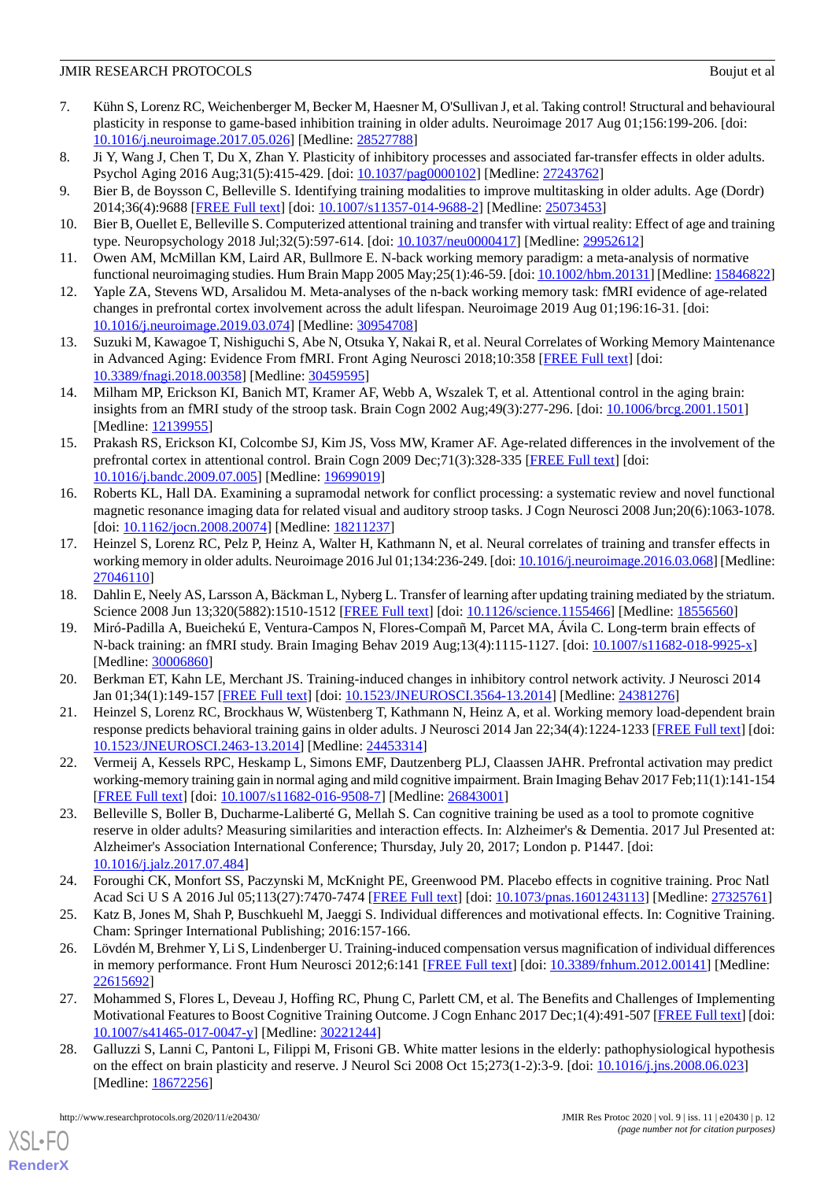7. Kühn S, Lorenz RC, Weichenberger M, Becker M, Haesner M, O'Sullivan J, et al. Taking control! Structural and behavioural plasticity in response to game-based inhibition training in older adults. Neuroimage 2017 Aug 01;156:199-206. [doi: 10.1016/j.neuroimage.2017.05.026] [Medline: 28527788]
8. Ji Y, Wang J, Chen T, Du X, Zhan Y. Plasticity of inhibitory processes and associated far-transfer effects in older adults. Psychol Aging 2016 Aug;31(5):415-429. [doi: 10.1037/pag0000102] [Medline: 27243762]
9. Bier B, de Boysson C, Belleville S. Identifying training modalities to improve multitasking in older adults. Age (Dordr) 2014;36(4):9688 [FREE Full text] [doi: 10.1007/s11357-014-9688-2] [Medline: 25073453]
10. Bier B, Ouellet E, Belleville S. Computerized attentional training and transfer with virtual reality: Effect of age and training type. Neuropsychology 2018 Jul;32(5):597-614. [doi: 10.1037/neu0000417] [Medline: 29952612]
11. Owen AM, McMillan KM, Laird AR, Bullmore E. N-back working memory paradigm: a meta-analysis of normative functional neuroimaging studies. Hum Brain Mapp 2005 May;25(1):46-59. [doi: 10.1002/hbm.20131] [Medline: 15846822]
12. Yaple ZA, Stevens WD, Arsalidou M. Meta-analyses of the n-back working memory task: fMRI evidence of age-related changes in prefrontal cortex involvement across the adult lifespan. Neuroimage 2019 Aug 01;196:16-31. [doi: 10.1016/j.neuroimage.2019.03.074] [Medline: 30954708]
13. Suzuki M, Kawagoe T, Nishiguchi S, Abe N, Otsuka Y, Nakai R, et al. Neural Correlates of Working Memory Maintenance in Advanced Aging: Evidence From fMRI. Front Aging Neurosci 2018;10:358 [FREE Full text] [doi: 10.3389/fnagi.2018.00358] [Medline: 30459595]
14. Milham MP, Erickson KI, Banich MT, Kramer AF, Webb A, Wszalek T, et al. Attentional control in the aging brain: insights from an fMRI study of the stroop task. Brain Cogn 2002 Aug;49(3):277-296. [doi: 10.1006/brcg.2001.1501] [Medline: 12139955]
15. Prakash RS, Erickson KI, Colcombe SJ, Kim JS, Voss MW, Kramer AF. Age-related differences in the involvement of the prefrontal cortex in attentional control. Brain Cogn 2009 Dec;71(3):328-335 [FREE Full text] [doi: 10.1016/j.bandc.2009.07.005] [Medline: 19699019]
16. Roberts KL, Hall DA. Examining a supramodal network for conflict processing: a systematic review and novel functional magnetic resonance imaging data for related visual and auditory stroop tasks. J Cogn Neurosci 2008 Jun;20(6):1063-1078. [doi: 10.1162/jocn.2008.20074] [Medline: 18211237]
17. Heinzel S, Lorenz RC, Pelz P, Heinz A, Walter H, Kathmann N, et al. Neural correlates of training and transfer effects in working memory in older adults. Neuroimage 2016 Jul 01;134:236-249. [doi: 10.1016/j.neuroimage.2016.03.068] [Medline: 27046110]
18. Dahlin E, Neely AS, Larsson A, Bäckman L, Nyberg L. Transfer of learning after updating training mediated by the striatum. Science 2008 Jun 13;320(5882):1510-1512 [FREE Full text] [doi: 10.1126/science.1155466] [Medline: 18556560]
19. Miró-Padilla A, Bueichekú E, Ventura-Campos N, Flores-Compañ M, Parcet MA, Ávila C. Long-term brain effects of N-back training: an fMRI study. Brain Imaging Behav 2019 Aug;13(4):1115-1127. [doi: 10.1007/s11682-018-9925-x] [Medline: 30006860]
20. Berkman ET, Kahn LE, Merchant JS. Training-induced changes in inhibitory control network activity. J Neurosci 2014 Jan 01;34(1):149-157 [FREE Full text] [doi: 10.1523/JNEUROSCI.3564-13.2014] [Medline: 24381276]
21. Heinzel S, Lorenz RC, Brockhaus W, Wüstenberg T, Kathmann N, Heinz A, et al. Working memory load-dependent brain response predicts behavioral training gains in older adults. J Neurosci 2014 Jan 22;34(4):1224-1233 [FREE Full text] [doi: 10.1523/JNEUROSCI.2463-13.2014] [Medline: 24453314]
22. Vermeij A, Kessels RPC, Heskamp L, Simons EMF, Dautzenberg PLJ, Claassen JAHR. Prefrontal activation may predict working-memory training gain in normal aging and mild cognitive impairment. Brain Imaging Behav 2017 Feb;11(1):141-154 [FREE Full text] [doi: 10.1007/s11682-016-9508-7] [Medline: 26843001]
23. Belleville S, Boller B, Ducharme-Laliberté G, Mellah S. Can cognitive training be used as a tool to promote cognitive reserve in older adults? Measuring similarities and interaction effects. In: Alzheimer's & Dementia. 2017 Jul Presented at: Alzheimer's Association International Conference; Thursday, July 20, 2017; London p. P1447. [doi: 10.1016/j.jalz.2017.07.484]
24. Foroughi CK, Monfort SS, Paczynski M, McKnight PE, Greenwood PM. Placebo effects in cognitive training. Proc Natl Acad Sci U S A 2016 Jul 05;113(27):7470-7474 [FREE Full text] [doi: 10.1073/pnas.1601243113] [Medline: 27325761]
25. Katz B, Jones M, Shah P, Buschkuehl M, Jaeggi S. Individual differences and motivational effects. In: Cognitive Training. Cham: Springer International Publishing; 2016:157-166.
26. Lövdén M, Brehmer Y, Li S, Lindenberger U. Training-induced compensation versus magnification of individual differences in memory performance. Front Hum Neurosci 2012;6:141 [FREE Full text] [doi: 10.3389/fnhum.2012.00141] [Medline: 22615692]
27. Mohammed S, Flores L, Deveau J, Hoffing RC, Phung C, Parlett CM, et al. The Benefits and Challenges of Implementing Motivational Features to Boost Cognitive Training Outcome. J Cogn Enhanc 2017 Dec;1(4):491-507 [FREE Full text] [doi: 10.1007/s41465-017-0047-y] [Medline: 30221244]
28. Galluzzi S, Lanni C, Pantoni L, Filippi M, Frisoni GB. White matter lesions in the elderly: pathophysiological hypothesis on the effect on brain plasticity and reserve. J Neurol Sci 2008 Oct 15;273(1-2):3-9. [doi: 10.1016/j.jns.2008.06.023] [Medline: 18672256]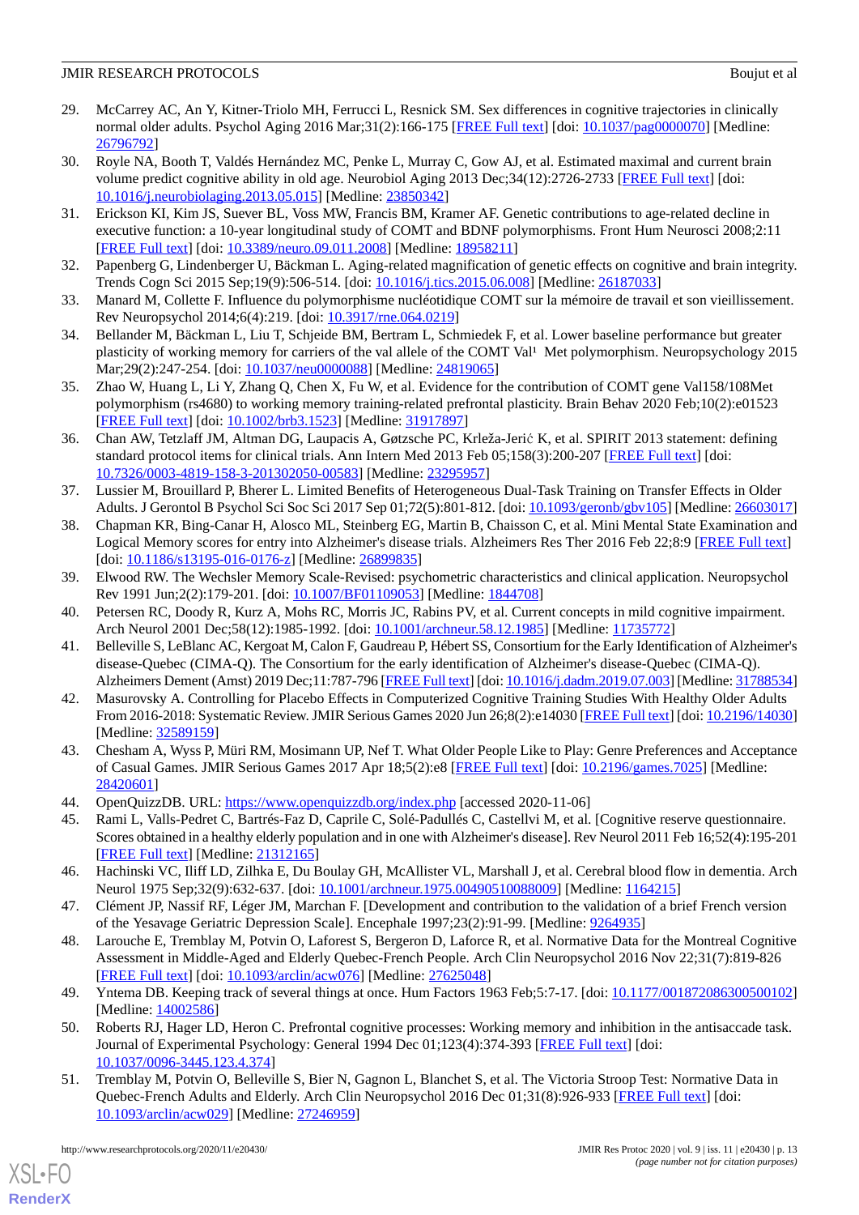29. McCarrey AC, An Y, Kitner-Triolo MH, Ferrucci L, Resnick SM. Sex differences in cognitive trajectories in clinically normal older adults. Psychol Aging 2016 Mar;31(2):166-175 [FREE Full text] [doi: 10.1037/pag0000070] [Medline: 26796792]
30. Royle NA, Booth T, Valdés Hernández MC, Penke L, Murray C, Gow AJ, et al. Estimated maximal and current brain volume predict cognitive ability in old age. Neurobiol Aging 2013 Dec;34(12):2726-2733 [FREE Full text] [doi: 10.1016/j.neurobiolaging.2013.05.015] [Medline: 23850342]
31. Erickson KI, Kim JS, Suever BL, Voss MW, Francis BM, Kramer AF. Genetic contributions to age-related decline in executive function: a 10-year longitudinal study of COMT and BDNF polymorphisms. Front Hum Neurosci 2008;2:11 [FREE Full text] [doi: 10.3389/neuro.09.011.2008] [Medline: 18958211]
32. Papenberg G, Lindenberger U, Bäckman L. Aging-related magnification of genetic effects on cognitive and brain integrity. Trends Cogn Sci 2015 Sep;19(9):506-514. [doi: 10.1016/j.tics.2015.06.008] [Medline: 26187033]
33. Manard M, Collette F. Influence du polymorphisme nucléotidique COMT sur la mémoire de travail et son vieillissement. Rev Neuropsychol 2014;6(4):219. [doi: 10.3917/rne.064.0219]
34. Bellander M, Bäckman L, Liu T, Schjeide BM, Bertram L, Schmiedek F, et al. Lower baseline performance but greater plasticity of working memory for carriers of the val allele of the COMT Val¹ Met polymorphism. Neuropsychology 2015 Mar;29(2):247-254. [doi: 10.1037/neu0000088] [Medline: 24819065]
35. Zhao W, Huang L, Li Y, Zhang Q, Chen X, Fu W, et al. Evidence for the contribution of COMT gene Val158/108Met polymorphism (rs4680) to working memory training-related prefrontal plasticity. Brain Behav 2020 Feb;10(2):e01523 [FREE Full text] [doi: 10.1002/brb3.1523] [Medline: 31917897]
36. Chan AW, Tetzlaff JM, Altman DG, Laupacis A, Gøtzsche PC, Krleža-Jerić K, et al. SPIRIT 2013 statement: defining standard protocol items for clinical trials. Ann Intern Med 2013 Feb 05;158(3):200-207 [FREE Full text] [doi: 10.7326/0003-4819-158-3-201302050-00583] [Medline: 23295957]
37. Lussier M, Brouillard P, Bherer L. Limited Benefits of Heterogeneous Dual-Task Training on Transfer Effects in Older Adults. J Gerontol B Psychol Sci Soc Sci 2017 Sep 01;72(5):801-812. [doi: 10.1093/geronb/gbv105] [Medline: 26603017]
38. Chapman KR, Bing-Canar H, Alosco ML, Steinberg EG, Martin B, Chaisson C, et al. Mini Mental State Examination and Logical Memory scores for entry into Alzheimer's disease trials. Alzheimers Res Ther 2016 Feb 22;8:9 [FREE Full text] [doi: 10.1186/s13195-016-0176-z] [Medline: 26899835]
39. Elwood RW. The Wechsler Memory Scale-Revised: psychometric characteristics and clinical application. Neuropsychol Rev 1991 Jun;2(2):179-201. [doi: 10.1007/BF01109053] [Medline: 1844708]
40. Petersen RC, Doody R, Kurz A, Mohs RC, Morris JC, Rabins PV, et al. Current concepts in mild cognitive impairment. Arch Neurol 2001 Dec;58(12):1985-1992. [doi: 10.1001/archneur.58.12.1985] [Medline: 11735772]
41. Belleville S, LeBlanc AC, Kergoat M, Calon F, Gaudreau P, Hébert SS, Consortium for the Early Identification of Alzheimer's disease-Quebec (CIMA-Q). The Consortium for the early identification of Alzheimer's disease-Quebec (CIMA-Q). Alzheimers Dement (Amst) 2019 Dec;11:787-796 [FREE Full text] [doi: 10.1016/j.dadm.2019.07.003] [Medline: 31788534]
42. Masurovsky A. Controlling for Placebo Effects in Computerized Cognitive Training Studies With Healthy Older Adults From 2016-2018: Systematic Review. JMIR Serious Games 2020 Jun 26;8(2):e14030 [FREE Full text] [doi: 10.2196/14030] [Medline: 32589159]
43. Chesham A, Wyss P, Müri RM, Mosimann UP, Nef T. What Older People Like to Play: Genre Preferences and Acceptance of Casual Games. JMIR Serious Games 2017 Apr 18;5(2):e8 [FREE Full text] [doi: 10.2196/games.7025] [Medline: 28420601]
44. OpenQuizzDB. URL: https://www.openquizzdb.org/index.php [accessed 2020-11-06]
45. Rami L, Valls-Pedret C, Bartrés-Faz D, Caprile C, Solé-Padullés C, Castellvi M, et al. [Cognitive reserve questionnaire. Scores obtained in a healthy elderly population and in one with Alzheimer's disease]. Rev Neurol 2011 Feb 16;52(4):195-201 [FREE Full text] [Medline: 21312165]
46. Hachinski VC, Iliff LD, Zilhka E, Du Boulay GH, McAllister VL, Marshall J, et al. Cerebral blood flow in dementia. Arch Neurol 1975 Sep;32(9):632-637. [doi: 10.1001/archneur.1975.00490510088009] [Medline: 1164215]
47. Clément JP, Nassif RF, Léger JM, Marchan F. [Development and contribution to the validation of a brief French version of the Yesavage Geriatric Depression Scale]. Encephale 1997;23(2):91-99. [Medline: 9264935]
48. Larouche E, Tremblay M, Potvin O, Laforest S, Bergeron D, Laforce R, et al. Normative Data for the Montreal Cognitive Assessment in Middle-Aged and Elderly Quebec-French People. Arch Clin Neuropsychol 2016 Nov 22;31(7):819-826 [FREE Full text] [doi: 10.1093/arclin/acw076] [Medline: 27625048]
49. Yntema DB. Keeping track of several things at once. Hum Factors 1963 Feb;5:7-17. [doi: 10.1177/001872086300500102] [Medline: 14002586]
50. Roberts RJ, Hager LD, Heron C. Prefrontal cognitive processes: Working memory and inhibition in the antisaccade task. Journal of Experimental Psychology: General 1994 Dec 01;123(4):374-393 [FREE Full text] [doi: 10.1037/0096-3445.123.4.374]
51. Tremblay M, Potvin O, Belleville S, Bier N, Gagnon L, Blanchet S, et al. The Victoria Stroop Test: Normative Data in Quebec-French Adults and Elderly. Arch Clin Neuropsychol 2016 Dec 01;31(8):926-933 [FREE Full text] [doi: 10.1093/arclin/acw029] [Medline: 27246959]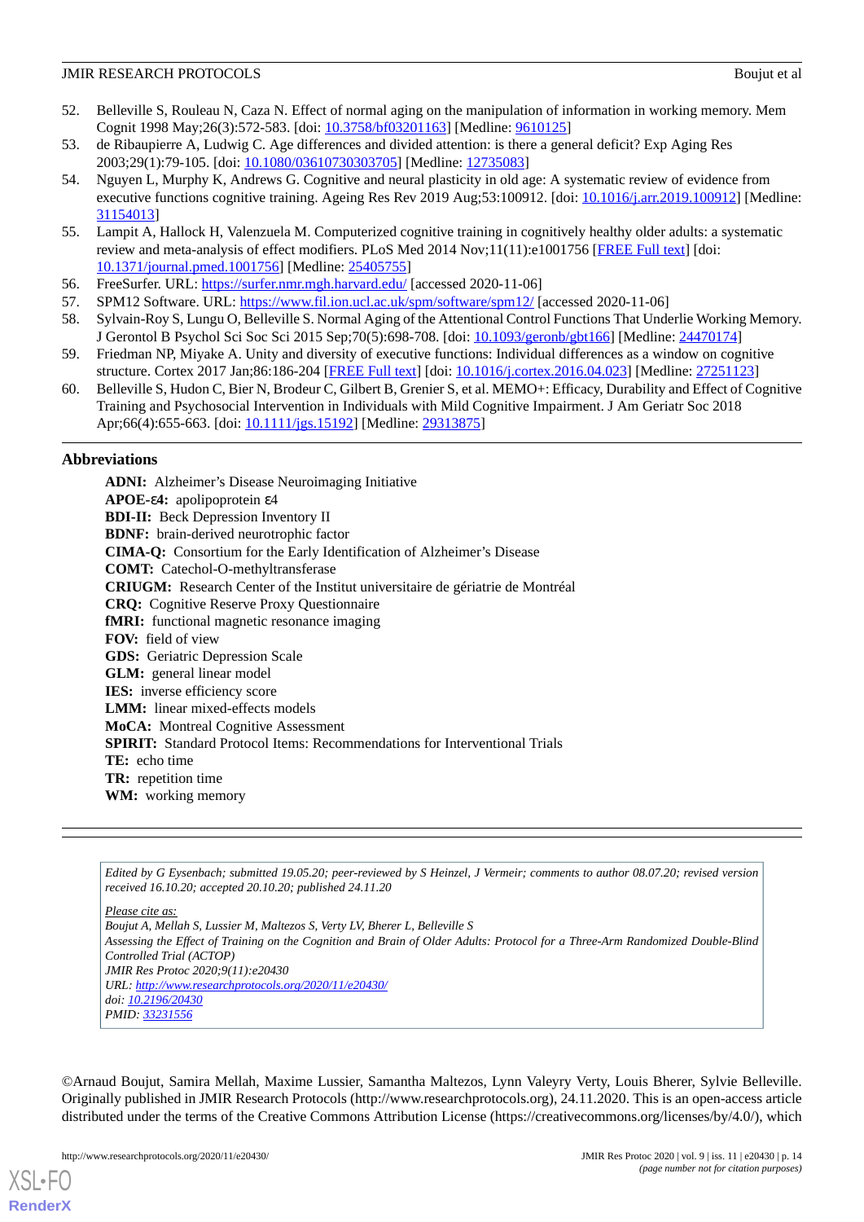52. Belleville S, Rouleau N, Caza N. Effect of normal aging on the manipulation of information in working memory. Mem Cognit 1998 May;26(3):572-583. [doi: 10.3758/bf03201163] [Medline: 9610125]
53. de Ribaupierre A, Ludwig C. Age differences and divided attention: is there a general deficit? Exp Aging Res 2003;29(1):79-105. [doi: 10.1080/03610730303705] [Medline: 12735083]
54. Nguyen L, Murphy K, Andrews G. Cognitive and neural plasticity in old age: A systematic review of evidence from executive functions cognitive training. Ageing Res Rev 2019 Aug;53:100912. [doi: 10.1016/j.arr.2019.100912] [Medline: 31154013]
55. Lampit A, Hallock H, Valenzuela M. Computerized cognitive training in cognitively healthy older adults: a systematic review and meta-analysis of effect modifiers. PLoS Med 2014 Nov;11(11):e1001756 [FREE Full text] [doi: 10.1371/journal.pmed.1001756] [Medline: 25405755]
56. FreeSurfer. URL: https://surfer.nmr.mgh.harvard.edu/ [accessed 2020-11-06]
57. SPM12 Software. URL: https://www.fil.ion.ucl.ac.uk/spm/software/spm12/ [accessed 2020-11-06]
58. Sylvain-Roy S, Lungu O, Belleville S. Normal Aging of the Attentional Control Functions That Underlie Working Memory. J Gerontol B Psychol Sci Soc Sci 2015 Sep;70(5):698-708. [doi: 10.1093/geronb/gbt166] [Medline: 24470174]
59. Friedman NP, Miyake A. Unity and diversity of executive functions: Individual differences as a window on cognitive structure. Cortex 2017 Jan;86:186-204 [FREE Full text] [doi: 10.1016/j.cortex.2016.04.023] [Medline: 27251123]
60. Belleville S, Hudon C, Bier N, Brodeur C, Gilbert B, Grenier S, et al. MEMO+: Efficacy, Durability and Effect of Cognitive Training and Psychosocial Intervention in Individuals with Mild Cognitive Impairment. J Am Geriatr Soc 2018 Apr;66(4):655-663. [doi: 10.1111/jgs.15192] [Medline: 29313875]

## Abbreviations

**ADNI:** Alzheimer's Disease Neuroimaging Initiative
**APOE-ε4:** apolipoprotein ε4
**BDI-II:** Beck Depression Inventory II
**BDNF:** brain-derived neurotrophic factor
**CIMA-Q:** Consortium for the Early Identification of Alzheimer's Disease
**COMT:** Catechol-O-methyltransferase
**CRIUGM:** Research Center of the Institut universitaire de gériatrie de Montréal
**CRQ:** Cognitive Reserve Proxy Questionnaire
**fMRI:** functional magnetic resonance imaging
**FOV:** field of view
**GDS:** Geriatric Depression Scale
**GLM:** general linear model
**IES:** inverse efficiency score
**LMM:** linear mixed-effects models
**MoCA:** Montreal Cognitive Assessment
**SPIRIT:** Standard Protocol Items: Recommendations for Interventional Trials
**TE:** echo time
**TR:** repetition time
**WM:** working memory

*Edited by G Eysenbach; submitted 19.05.20; peer-reviewed by S Heinzel, J Vermeir; comments to author 08.07.20; revised version received 16.10.20; accepted 20.10.20; published 24.11.20*

*Please cite as:*
*Boujut A, Mellah S, Lussier M, Maltezos S, Verty LV, Bherer L, Belleville S*
*Assessing the Effect of Training on the Cognition and Brain of Older Adults: Protocol for a Three-Arm Randomized Double-Blind Controlled Trial (ACTOP)*
*JMIR Res Protoc 2020;9(11):e20430*
*URL: http://www.researchprotocols.org/2020/11/e20430/*
*doi: 10.2196/20430*
*PMID: 33231556*

©Arnaud Boujut, Samira Mellah, Maxime Lussier, Samantha Maltezos, Lynn Valeyry Verty, Louis Bherer, Sylvie Belleville. Originally published in JMIR Research Protocols (http://www.researchprotocols.org), 24.11.2020. This is an open-access article distributed under the terms of the Creative Commons Attribution License (https://creativecommons.org/licenses/by/4.0/), which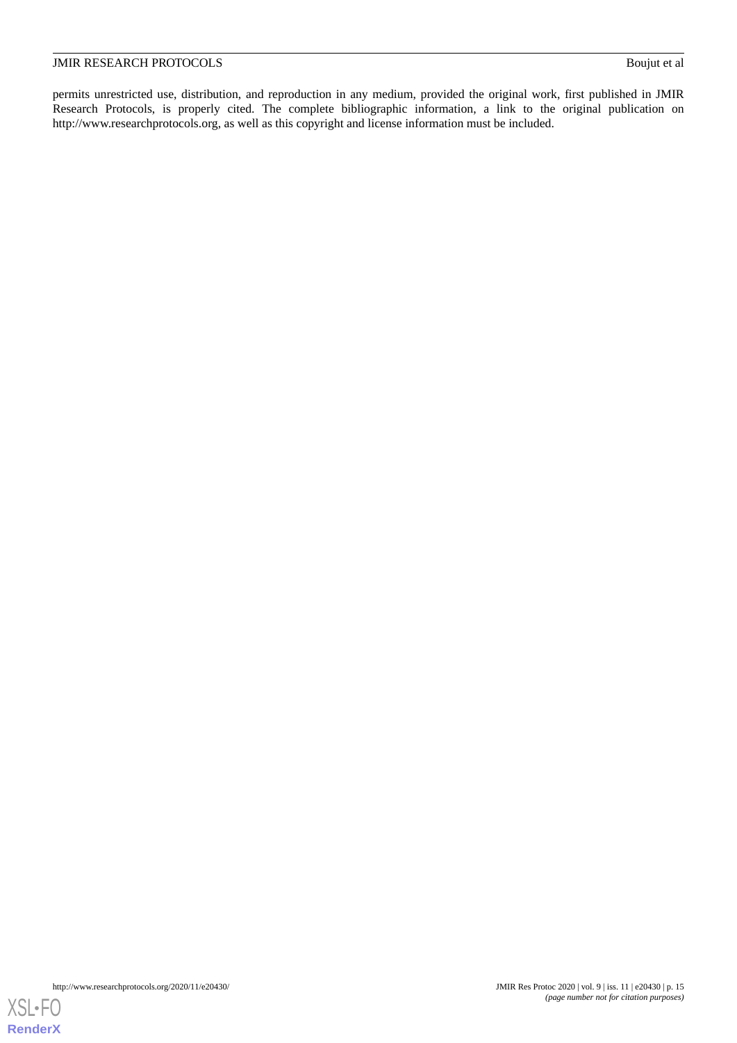permits unrestricted use, distribution, and reproduction in any medium, provided the original work, first published in JMIR Research Protocols, is properly cited. The complete bibliographic information, a link to the original publication on http://www.researchprotocols.org, as well as this copyright and license information must be included.